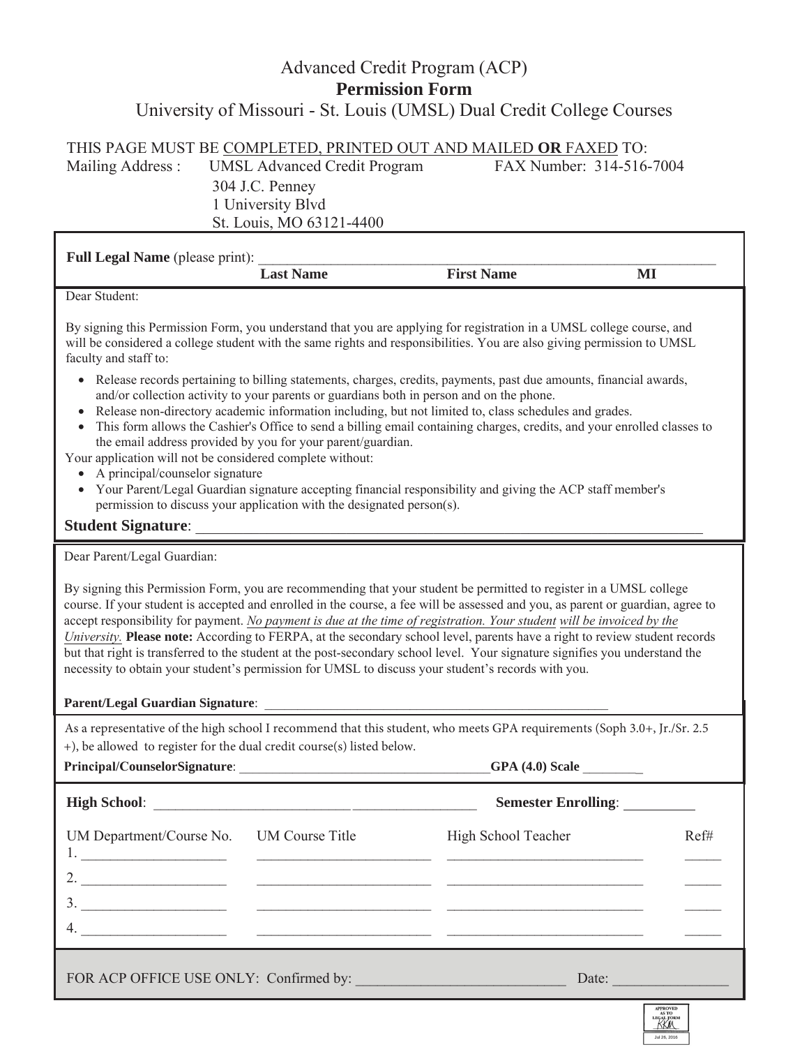# Advanced Credit Program (ACP)
## Permission Form
### University of Missouri - St. Louis (UMSL) Dual Credit College Courses

THIS PAGE MUST BE COMPLETED, PRINTED OUT AND MAILED **OR** FAXED TO:

Mailing Address : UMSL Advanced Credit Program FAX Number: 314-516-7004
304 J.C. Penney
1 University Blvd
St. Louis, MO 63121-4400

**Full Legal Name** (please print): ________________________________________________
**Last Name** **First Name** **MI**

Dear Student:

By signing this Permission Form, you understand that you are applying for registration in a UMSL college course, and will be considered a college student with the same rights and responsibilities. You are also giving permission to UMSL faculty and staff to:

- Release records pertaining to billing statements, charges, credits, payments, past due amounts, financial awards, and/or collection activity to your parents or guardians both in person and on the phone.
- Release non-directory academic information including, but not limited to, class schedules and grades.
- This form allows the Cashier's Office to send a billing email containing charges, credits, and your enrolled classes to the email address provided by you for your parent/guardian.

Your application will not be considered complete without:

- A principal/counselor signature
- Your Parent/Legal Guardian signature accepting financial responsibility and giving the ACP staff member's permission to discuss your application with the designated person(s).

**Student Signature**: ________________________________________________

Dear Parent/Legal Guardian:

By signing this Permission Form, you are recommending that your student be permitted to register in a UMSL college course. If your student is accepted and enrolled in the course, a fee will be assessed and you, as parent or guardian, agree to accept responsibility for payment. *No payment is due at the time of registration. Your student will be invoiced by the University.* **Please note:** According to FERPA, at the secondary school level, parents have a right to review student records but that right is transferred to the student at the post-secondary school level. Your signature signifies you understand the necessity to obtain your student's permission for UMSL to discuss your student's records with you.

**Parent/Legal Guardian Signature**: ________________________________________________

As a representative of the high school I recommend that this student, who meets GPA requirements (Soph 3.0+, Jr./Sr. 2.5 +), be allowed to register for the dual credit course(s) listed below.

**Principal/CounselorSignature**: ______________________________ **GPA (4.0) Scale** ________

**High School**: ______________________________ **Semester Enrolling**: __________

| UM Department/Course No. | UM Course Title | High School Teacher | Ref# |
|---|---|---|---|
| 1. ____________ | ____________ | ____________ | _____ |
| 2. ____________ | ____________ | ____________ | _____ |
| 3. ____________ | ____________ | ____________ | _____ |
| 4. ____________ | ____________ | ____________ | _____ |

FOR ACP OFFICE USE ONLY: Confirmed by: ______________________________ Date: ________________

APPROVED AS TO LEGAL FORM
Jul 26, 2016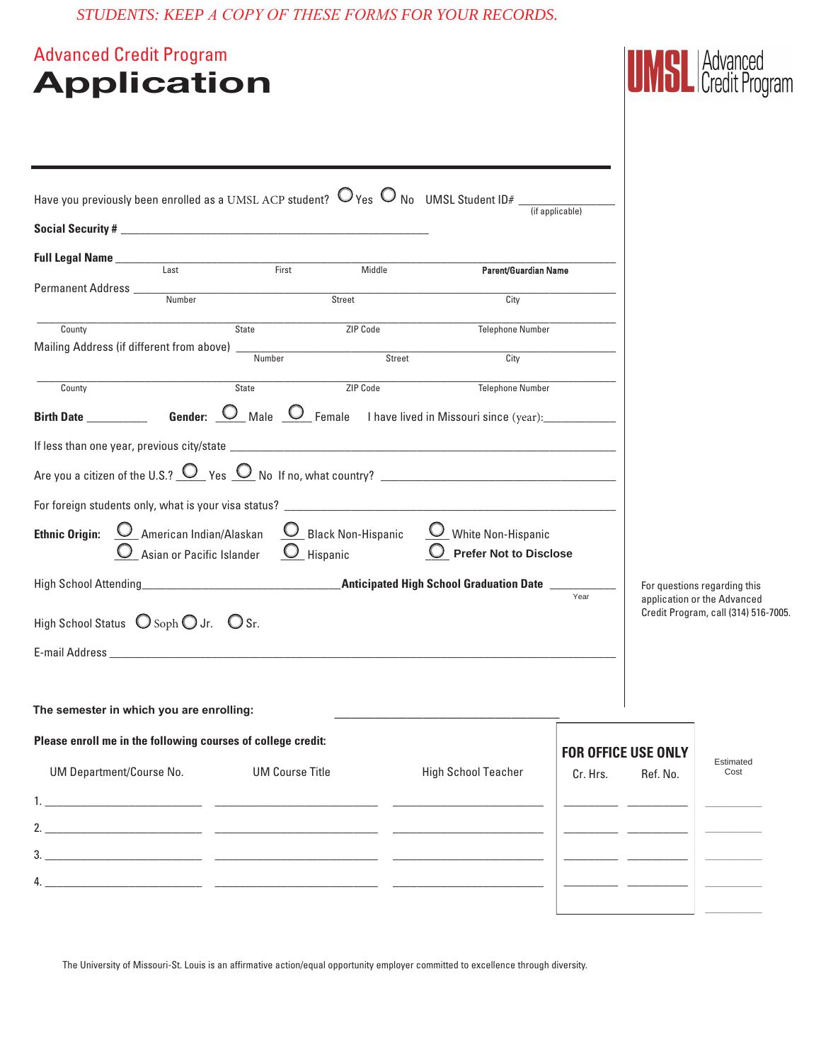*STUDENTS: KEEP A COPY OF THESE FORMS FOR YOUR RECORDS.*

Advanced Credit Program

# Application

UMSL Advanced Credit Program

Have you previously been enrolled as a UMSL ACP student? ○ Yes ○ No UMSL Student ID# ______________ (if applicable)

**Social Security #** ____________________________________________

**Full Legal Name** ____________________________________________
Last First Middle **Parent/Guardian Name**

Permanent Address ____________________________________________
Number Street City

____________________________________________
County State ZIP Code Telephone Number

Mailing Address (if different from above) ____________________________________________
Number Street City

____________________________________________
County State ZIP Code Telephone Number

**Birth Date** __________ **Gender:** ○ Male ○ Female I have lived in Missouri since (year):____________

If less than one year, previous city/state ____________________________________________

Are you a citizen of the U.S.? ○ Yes ○ No If no, what country? ____________________________________________

For foreign students only, what is your visa status? ____________________________________________

**Ethnic Origin:** ○ American Indian/Alaskan ○ Black Non-Hispanic ○ White Non-Hispanic ○ Asian or Pacific Islander ○ Hispanic ○ **Prefer Not to Disclose**

High School Attending________________________________ **Anticipated High School Graduation Date** __________
Year

High School Status ○ Soph ○ Jr. ○ Sr.

E-mail Address ____________________________________________

For questions regarding this application or the Advanced Credit Program, call (314) 516-7005.

**The semester in which you are enrolling:** ____________________________________

**Please enroll me in the following courses of college credit:**

| | UM Department/Course No. | UM Course Title | High School Teacher | FOR OFFICE USE ONLY Cr. Hrs. | FOR OFFICE USE ONLY Ref. No. | Estimated Cost |
|---|---|---|---|---|---|---|
| 1. | | | | | | |
| 2. | | | | | | |
| 3. | | | | | | |
| 4. | | | | | | |

The University of Missouri-St. Louis is an affirmative action/equal opportunity employer committed to excellence through diversity.